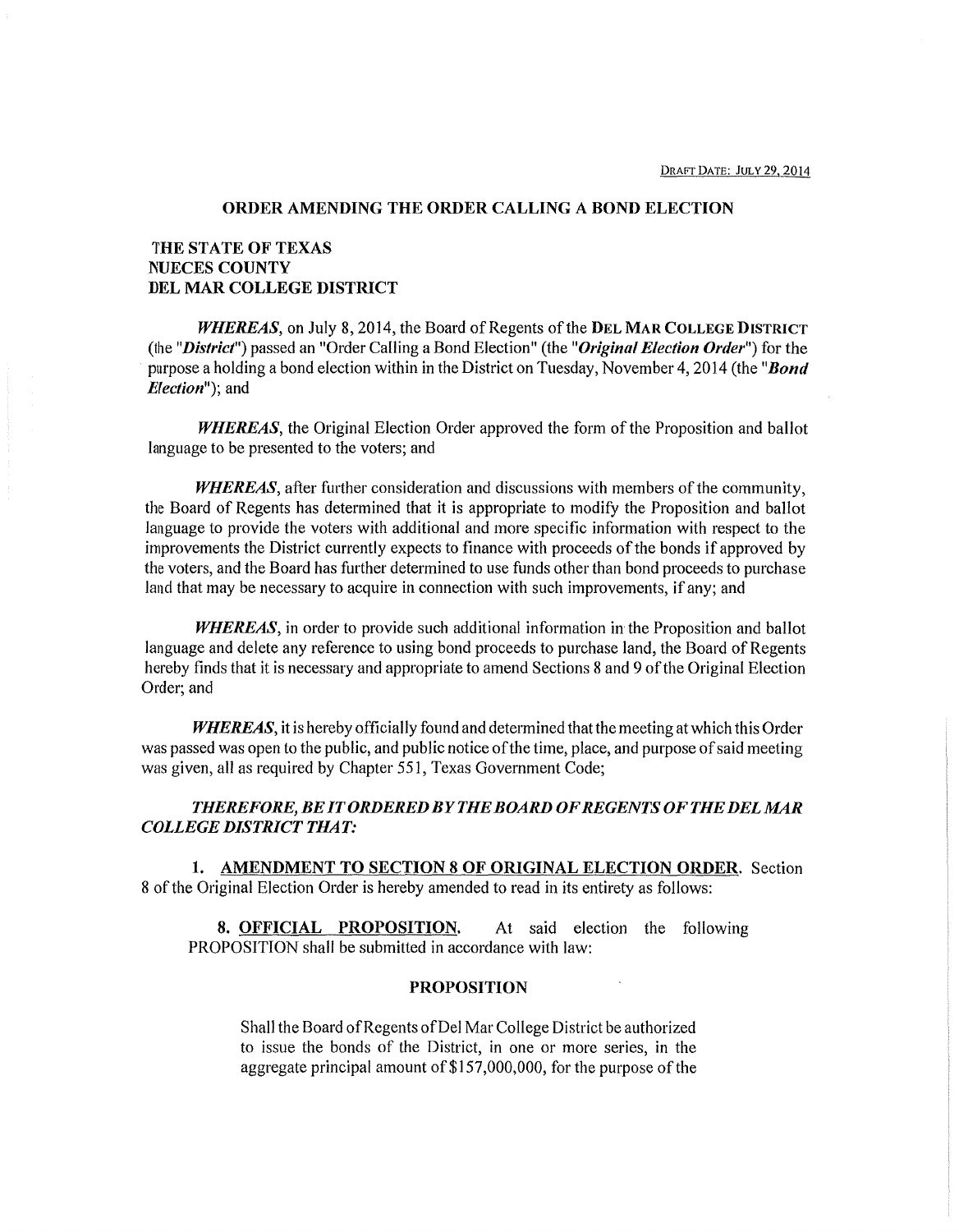DRAFT DATE: JULY 29, 2014

## ORDER AMENDING THE ORDER CALLING A BOND ELECTION

**THE STATE OF TEXAS**
**NUECES COUNTY**
**DEL MAR COLLEGE DISTRICT**

***WHEREAS***, on July 8, 2014, the Board of Regents of the **DEL MAR COLLEGE DISTRICT** (the "***District***") passed an "Order Calling a Bond Election" (the "***Original Election Order***") for the purpose a holding a bond election within in the District on Tuesday, November 4, 2014 (the "***Bond Election***"); and

***WHEREAS***, the Original Election Order approved the form of the Proposition and ballot language to be presented to the voters; and

***WHEREAS***, after further consideration and discussions with members of the community, the Board of Regents has determined that it is appropriate to modify the Proposition and ballot language to provide the voters with additional and more specific information with respect to the improvements the District currently expects to finance with proceeds of the bonds if approved by the voters, and the Board has further determined to use funds other than bond proceeds to purchase land that may be necessary to acquire in connection with such improvements, if any; and

***WHEREAS***, in order to provide such additional information in the Proposition and ballot language and delete any reference to using bond proceeds to purchase land, the Board of Regents hereby finds that it is necessary and appropriate to amend Sections 8 and 9 of the Original Election Order; and

***WHEREAS***, it is hereby officially found and determined that the meeting at which this Order was passed was open to the public, and public notice of the time, place, and purpose of said meeting was given, all as required by Chapter 551, Texas Government Code;

***THEREFORE, BE IT ORDERED BY THE BOARD OF REGENTS OF THE DEL MAR COLLEGE DISTRICT THAT:***

**1. AMENDMENT TO SECTION 8 OF ORIGINAL ELECTION ORDER.** Section 8 of the Original Election Order is hereby amended to read in its entirety as follows:

**8. OFFICIAL PROPOSITION.** At said election the following PROPOSITION shall be submitted in accordance with law:

**PROPOSITION**

Shall the Board of Regents of Del Mar College District be authorized to issue the bonds of the District, in one or more series, in the aggregate principal amount of $157,000,000, for the purpose of the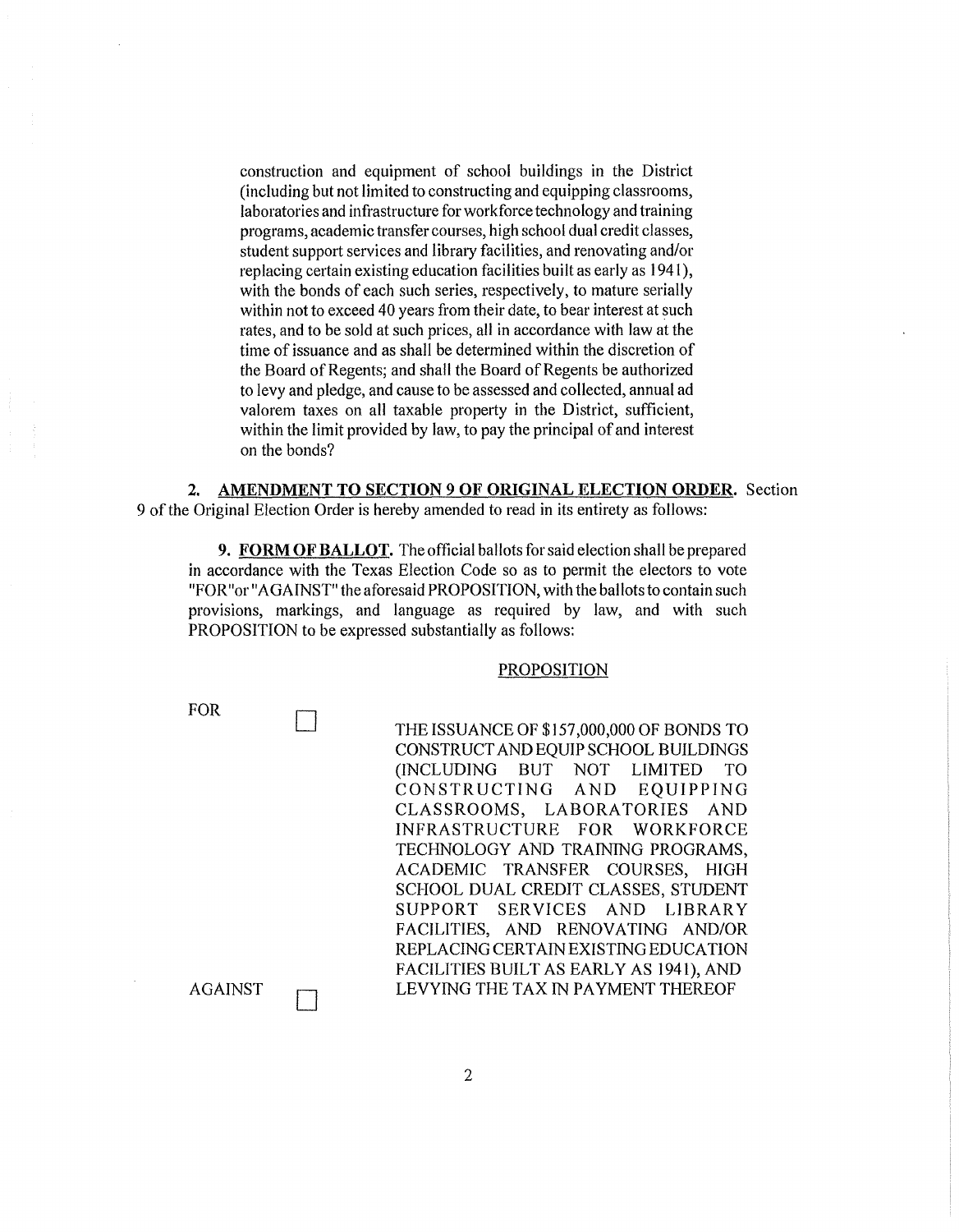construction and equipment of school buildings in the District (including but not limited to constructing and equipping classrooms, laboratories and infrastructure for workforce technology and training programs, academic transfer courses, high school dual credit classes, student support services and library facilities, and renovating and/or replacing certain existing education facilities built as early as 1941), with the bonds of each such series, respectively, to mature serially within not to exceed 40 years from their date, to bear interest at such rates, and to be sold at such prices, all in accordance with law at the time of issuance and as shall be determined within the discretion of the Board of Regents; and shall the Board of Regents be authorized to levy and pledge, and cause to be assessed and collected, annual ad valorem taxes on all taxable property in the District, sufficient, within the limit provided by law, to pay the principal of and interest on the bonds?

**2. AMENDMENT TO SECTION 9 OF ORIGINAL ELECTION ORDER.** Section 9 of the Original Election Order is hereby amended to read in its entirety as follows:

> **9. FORM OF BALLOT.** The official ballots for said election shall be prepared in accordance with the Texas Election Code so as to permit the electors to vote "FOR" or "AGAINST" the aforesaid PROPOSITION, with the ballots to contain such provisions, markings, and language as required by law, and with such PROPOSITION to be expressed substantially as follows:

PROPOSITION

FOR ☐

AGAINST ☐

THE ISSUANCE OF $157,000,000 OF BONDS TO CONSTRUCT AND EQUIP SCHOOL BUILDINGS (INCLUDING BUT NOT LIMITED TO CONSTRUCTING AND EQUIPPING CLASSROOMS, LABORATORIES AND INFRASTRUCTURE FOR WORKFORCE TECHNOLOGY AND TRAINING PROGRAMS, ACADEMIC TRANSFER COURSES, HIGH SCHOOL DUAL CREDIT CLASSES, STUDENT SUPPORT SERVICES AND LIBRARY FACILITIES, AND RENOVATING AND/OR REPLACING CERTAIN EXISTING EDUCATION FACILITIES BUILT AS EARLY AS 1941), AND LEVYING THE TAX IN PAYMENT THEREOF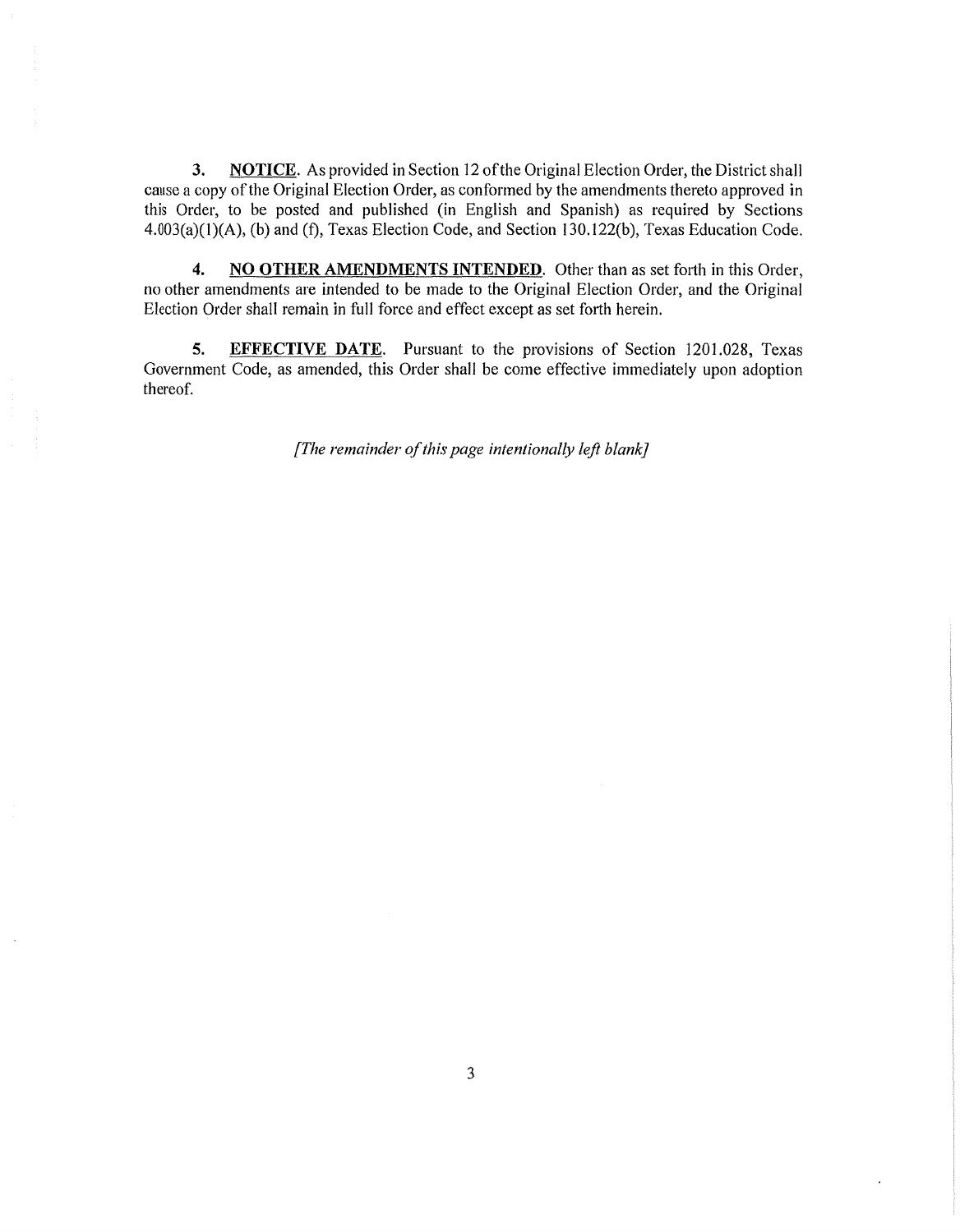3. **NOTICE**. As provided in Section 12 of the Original Election Order, the District shall cause a copy of the Original Election Order, as conformed by the amendments thereto approved in this Order, to be posted and published (in English and Spanish) as required by Sections 4.003(a)(1)(A), (b) and (f), Texas Election Code, and Section 130.122(b), Texas Education Code.

4. **NO OTHER AMENDMENTS INTENDED**. Other than as set forth in this Order, no other amendments are intended to be made to the Original Election Order, and the Original Election Order shall remain in full force and effect except as set forth herein.

5. **EFFECTIVE DATE**. Pursuant to the provisions of Section 1201.028, Texas Government Code, as amended, this Order shall be come effective immediately upon adoption thereof.

*[The remainder of this page intentionally left blank]*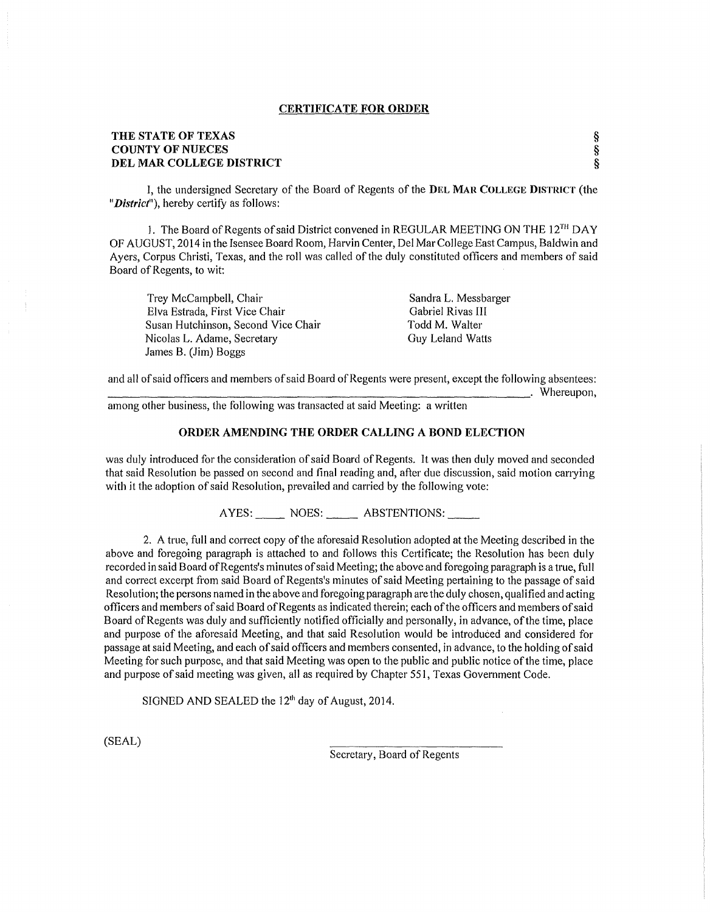## CERTIFICATE FOR ORDER

**THE STATE OF TEXAS** §
**COUNTY OF NUECES** §
**DEL MAR COLLEGE DISTRICT** §

I, the undersigned Secretary of the Board of Regents of the **DEL MAR COLLEGE DISTRICT** (the "***District***"), hereby certify as follows:

1. The Board of Regents of said District convened in REGULAR MEETING ON THE 12TH DAY OF AUGUST, 2014 in the Isensee Board Room, Harvin Center, Del Mar College East Campus, Baldwin and Ayers, Corpus Christi, Texas, and the roll was called of the duly constituted officers and members of said Board of Regents, to wit:

Trey McCampbell, Chair
Elva Estrada, First Vice Chair
Susan Hutchinson, Second Vice Chair
Nicolas L. Adame, Secretary
James B. (Jim) Boggs
Sandra L. Messbarger
Gabriel Rivas III
Todd M. Walter
Guy Leland Watts

and all of said officers and members of said Board of Regents were present, except the following absentees: \_\_\_\_\_\_\_\_\_\_\_\_\_\_\_\_\_\_\_\_\_\_\_\_\_\_\_\_\_\_\_\_\_\_\_\_\_\_\_\_\_\_\_\_\_\_\_\_\_\_\_\_\_\_\_\_\_\_. Whereupon, among other business, the following was transacted at said Meeting: a written

**ORDER AMENDING THE ORDER CALLING A BOND ELECTION**

was duly introduced for the consideration of said Board of Regents. It was then duly moved and seconded that said Resolution be passed on second and final reading and, after due discussion, said motion carrying with it the adoption of said Resolution, prevailed and carried by the following vote:

AYES: \_\_\_\_\_ NOES: \_\_\_\_\_ ABSTENTIONS: \_\_\_\_\_

2. A true, full and correct copy of the aforesaid Resolution adopted at the Meeting described in the above and foregoing paragraph is attached to and follows this Certificate; the Resolution has been duly recorded in said Board of Regents's minutes of said Meeting; the above and foregoing paragraph is a true, full and correct excerpt from said Board of Regents's minutes of said Meeting pertaining to the passage of said Resolution; the persons named in the above and foregoing paragraph are the duly chosen, qualified and acting officers and members of said Board of Regents as indicated therein; each of the officers and members of said Board of Regents was duly and sufficiently notified officially and personally, in advance, of the time, place and purpose of the aforesaid Meeting, and that said Resolution would be introduced and considered for passage at said Meeting, and each of said officers and members consented, in advance, to the holding of said Meeting for such purpose, and that said Meeting was open to the public and public notice of the time, place and purpose of said meeting was given, all as required by Chapter 551, Texas Government Code.

SIGNED AND SEALED the 12th day of August, 2014.

(SEAL)

\_\_\_\_\_\_\_\_\_\_\_\_\_\_\_\_\_\_\_\_\_\_\_\_\_\_\_\_
Secretary, Board of Regents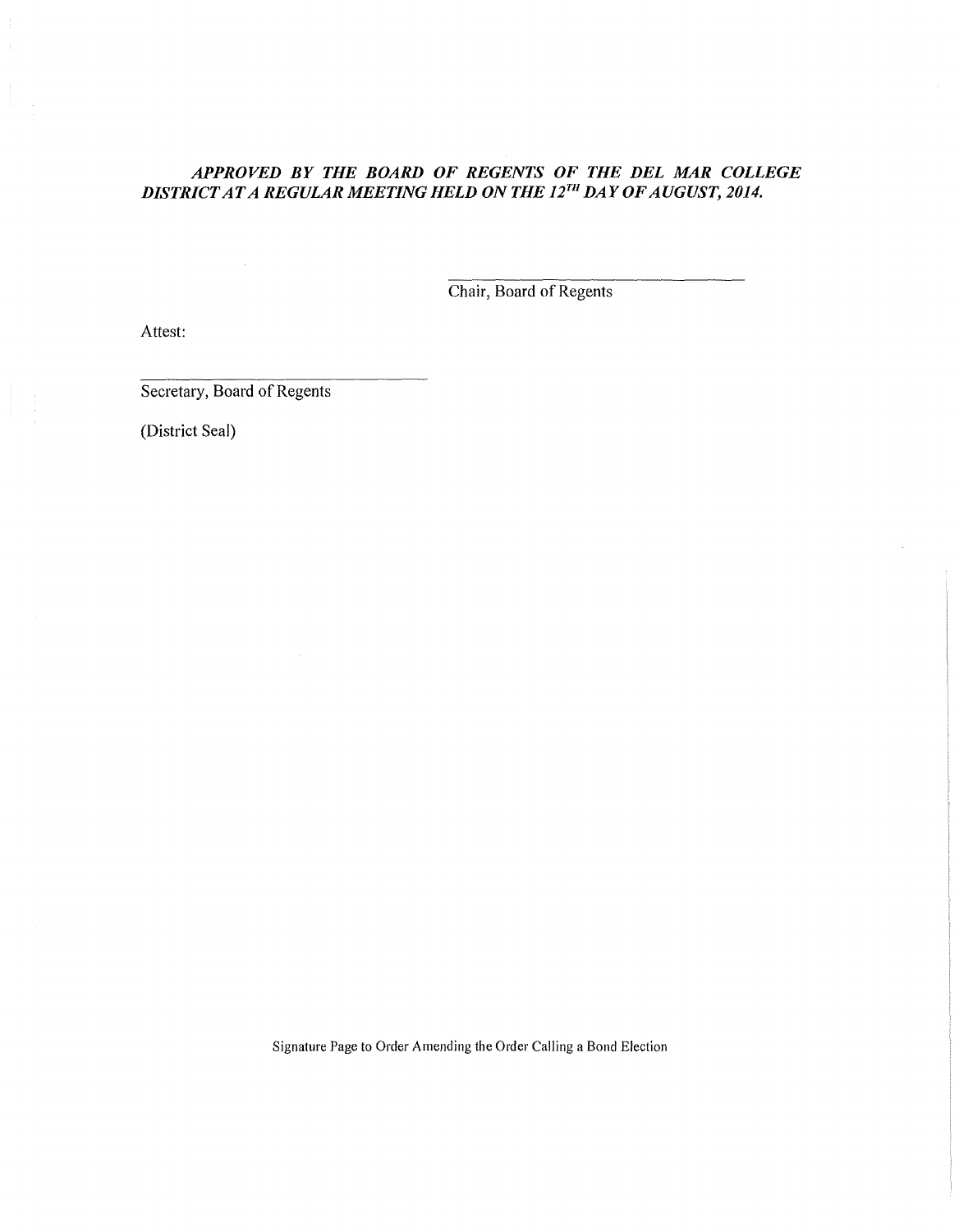***APPROVED BY THE BOARD OF REGENTS OF THE DEL MAR COLLEGE DISTRICT AT A REGULAR MEETING HELD ON THE 12TH DAY OF AUGUST, 2014.***

\_\_\_\_\_\_\_\_\_\_\_\_\_\_\_\_\_\_\_\_\_\_\_\_\_\_\_\_\_\_\_\_
Chair, Board of Regents

Attest:

\_\_\_\_\_\_\_\_\_\_\_\_\_\_\_\_\_\_\_\_\_\_\_\_\_\_\_\_\_\_\_\_
Secretary, Board of Regents

(District Seal)

Signature Page to Order Amending the Order Calling a Bond Election